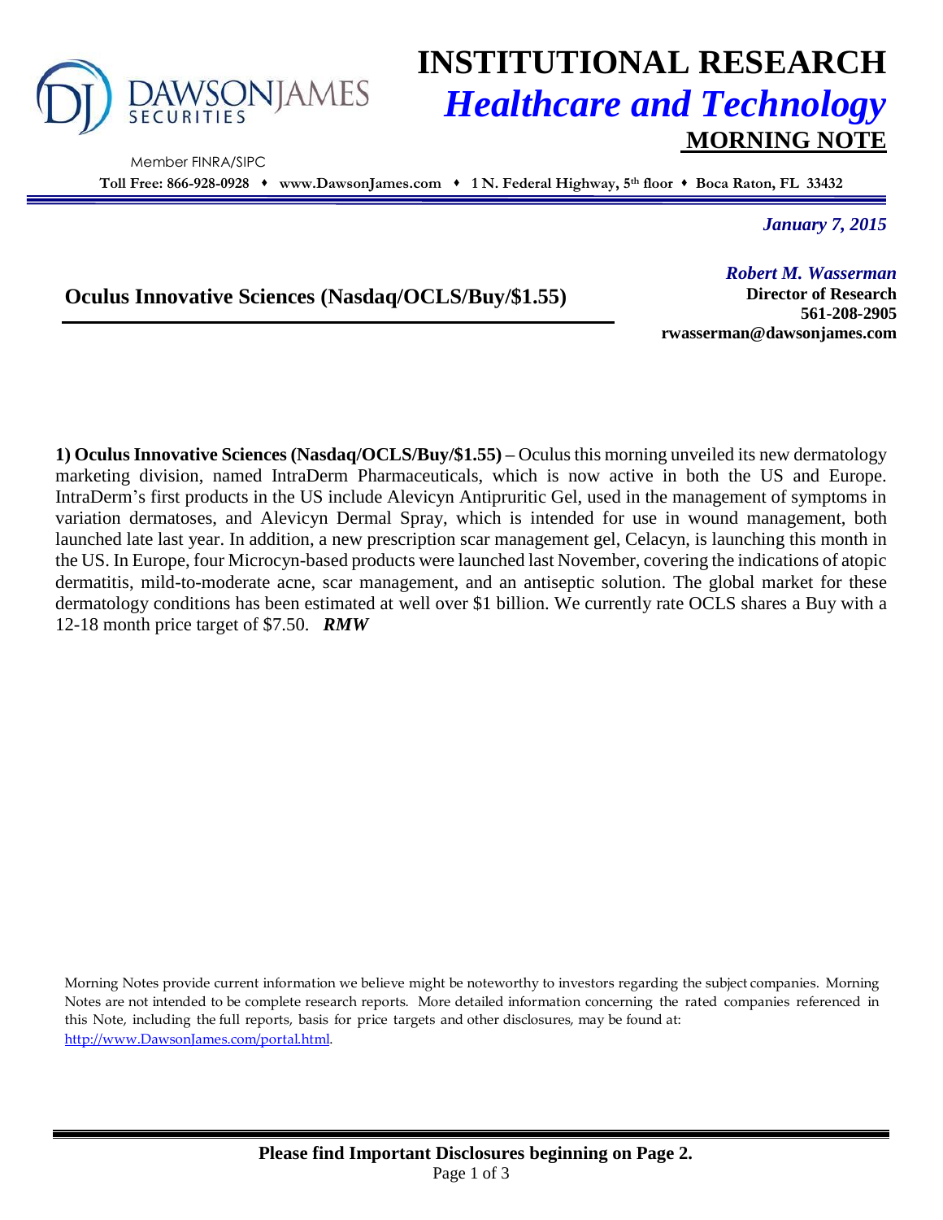# INSTITUTIONAL RESEARCH

## *Healthcare and Technology*

## MORNING NOTE

Member FINRA/SIPC

**Toll Free: 866-928-0928 ♦ www.DawsonJames.com ♦ 1 N. Federal Highway, 5th floor ♦ Boca Raton, FL 33432**

*January 7, 2015*

**Oculus Innovative Sciences (Nasdaq/OCLS/Buy/$1.55)**

*Robert M. Wasserman*
**Director of Research**
**561-208-2905**
**rwasserman@dawsonjames.com**

**1) Oculus Innovative Sciences (Nasdaq/OCLS/Buy/$1.55) –** Oculus this morning unveiled its new dermatology marketing division, named IntraDerm Pharmaceuticals, which is now active in both the US and Europe. IntraDerm's first products in the US include Alevicyn Antipruritic Gel, used in the management of symptoms in variation dermatoses, and Alevicyn Dermal Spray, which is intended for use in wound management, both launched late last year. In addition, a new prescription scar management gel, Celacyn, is launching this month in the US. In Europe, four Microcyn-based products were launched last November, covering the indications of atopic dermatitis, mild-to-moderate acne, scar management, and an antiseptic solution. The global market for these dermatology conditions has been estimated at well over $1 billion. We currently rate OCLS shares a Buy with a 12-18 month price target of $7.50. ***RMW***

Morning Notes provide current information we believe might be noteworthy to investors regarding the subject companies. Morning Notes are not intended to be complete research reports. More detailed information concerning the rated companies referenced in this Note, including the full reports, basis for price targets and other disclosures, may be found at: http://www.DawsonJames.com/portal.html.

**Please find Important Disclosures beginning on Page 2.**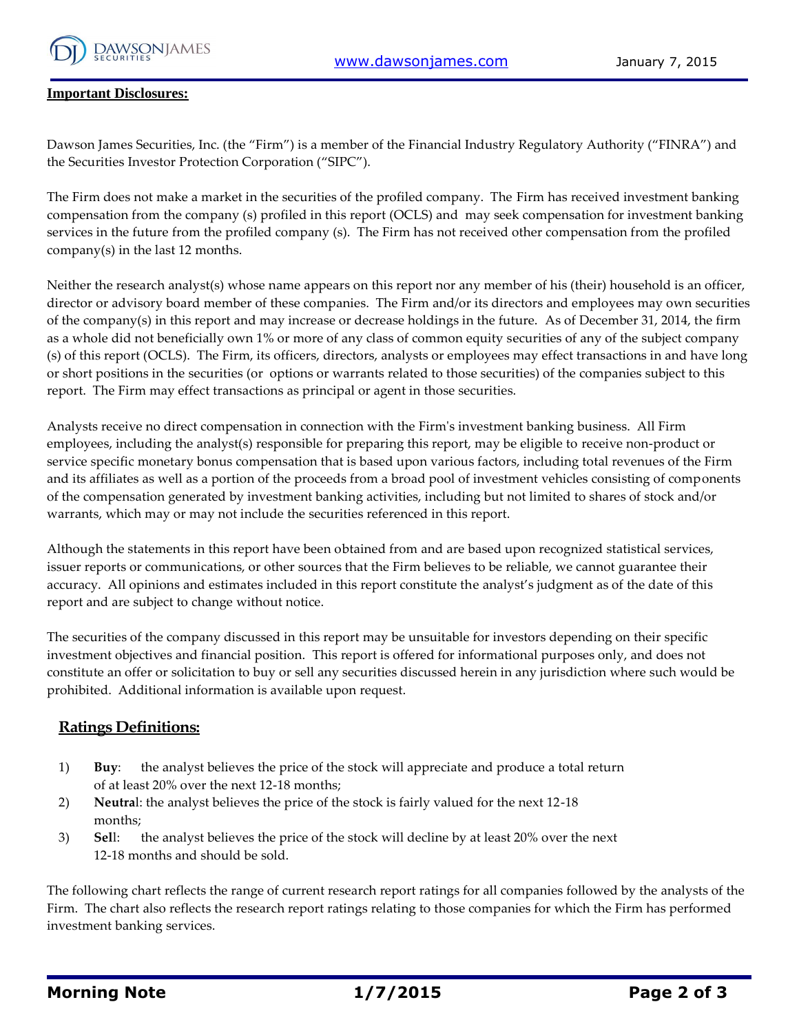**Important Disclosures:**

Dawson James Securities, Inc. (the "Firm") is a member of the Financial Industry Regulatory Authority ("FINRA") and the Securities Investor Protection Corporation ("SIPC").

The Firm does not make a market in the securities of the profiled company. The Firm has received investment banking compensation from the company (s) profiled in this report (OCLS) and may seek compensation for investment banking services in the future from the profiled company (s). The Firm has not received other compensation from the profiled company(s) in the last 12 months.

Neither the research analyst(s) whose name appears on this report nor any member of his (their) household is an officer, director or advisory board member of these companies. The Firm and/or its directors and employees may own securities of the company(s) in this report and may increase or decrease holdings in the future. As of December 31, 2014, the firm as a whole did not beneficially own 1% or more of any class of common equity securities of any of the subject company (s) of this report (OCLS). The Firm, its officers, directors, analysts or employees may effect transactions in and have long or short positions in the securities (or options or warrants related to those securities) of the companies subject to this report. The Firm may effect transactions as principal or agent in those securities.

Analysts receive no direct compensation in connection with the Firm's investment banking business. All Firm employees, including the analyst(s) responsible for preparing this report, may be eligible to receive non-product or service specific monetary bonus compensation that is based upon various factors, including total revenues of the Firm and its affiliates as well as a portion of the proceeds from a broad pool of investment vehicles consisting of components of the compensation generated by investment banking activities, including but not limited to shares of stock and/or warrants, which may or may not include the securities referenced in this report.

Although the statements in this report have been obtained from and are based upon recognized statistical services, issuer reports or communications, or other sources that the Firm believes to be reliable, we cannot guarantee their accuracy. All opinions and estimates included in this report constitute the analyst's judgment as of the date of this report and are subject to change without notice.

The securities of the company discussed in this report may be unsuitable for investors depending on their specific investment objectives and financial position. This report is offered for informational purposes only, and does not constitute an offer or solicitation to buy or sell any securities discussed herein in any jurisdiction where such would be prohibited. Additional information is available upon request.

## Ratings Definitions:

1) **Buy**: the analyst believes the price of the stock will appreciate and produce a total return of at least 20% over the next 12-18 months;
2) **Neutral**: the analyst believes the price of the stock is fairly valued for the next 12-18 months;
3) **Sell**: the analyst believes the price of the stock will decline by at least 20% over the next 12-18 months and should be sold.

The following chart reflects the range of current research report ratings for all companies followed by the analysts of the Firm. The chart also reflects the research report ratings relating to those companies for which the Firm has performed investment banking services.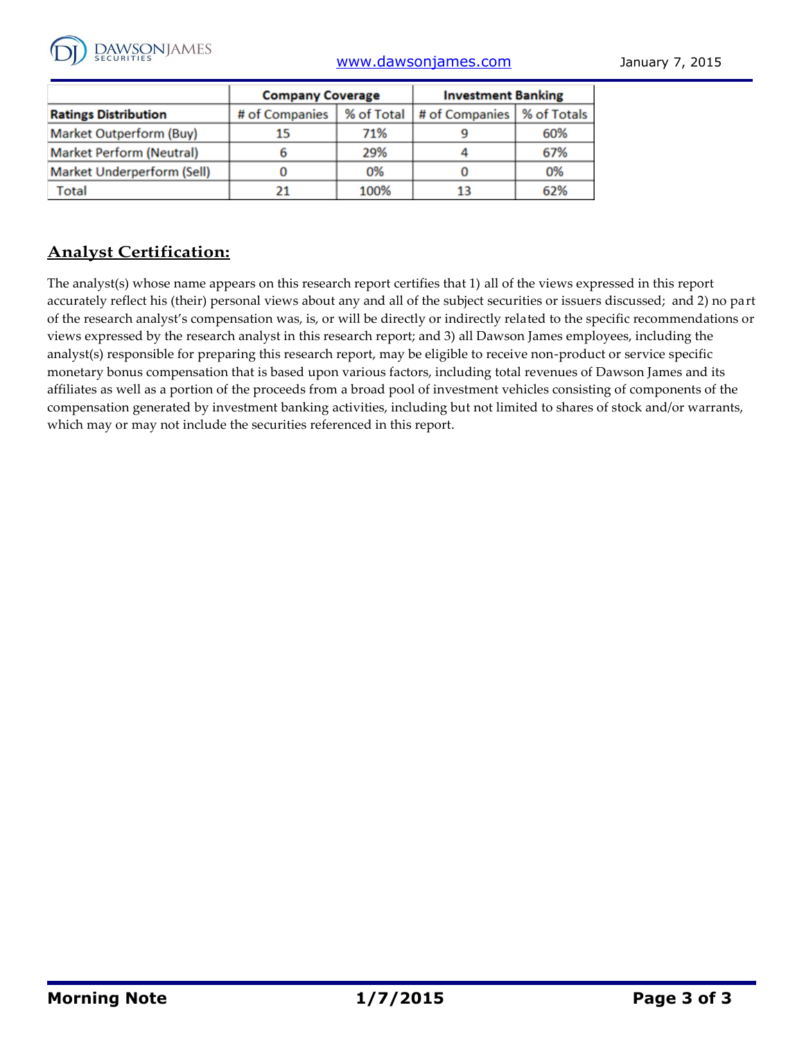| | Company Coverage | | Investment Banking | |
|---|---|---|---|---|
| Ratings Distribution | # of Companies | % of Total | # of Companies | % of Totals |
| Market Outperform (Buy) | 15 | 71% | 9 | 60% |
| Market Perform (Neutral) | 6 | 29% | 4 | 67% |
| Market Underperform (Sell) | 0 | 0% | 0 | 0% |
| Total | 21 | 100% | 13 | 62% |

## Analyst Certification:

The analyst(s) whose name appears on this research report certifies that 1) all of the views expressed in this report accurately reflect his (their) personal views about any and all of the subject securities or issuers discussed; and 2) no part of the research analyst's compensation was, is, or will be directly or indirectly related to the specific recommendations or views expressed by the research analyst in this research report; and 3) all Dawson James employees, including the analyst(s) responsible for preparing this research report, may be eligible to receive non-product or service specific monetary bonus compensation that is based upon various factors, including total revenues of Dawson James and its affiliates as well as a portion of the proceeds from a broad pool of investment vehicles consisting of components of the compensation generated by investment banking activities, including but not limited to shares of stock and/or warrants, which may or may not include the securities referenced in this report.